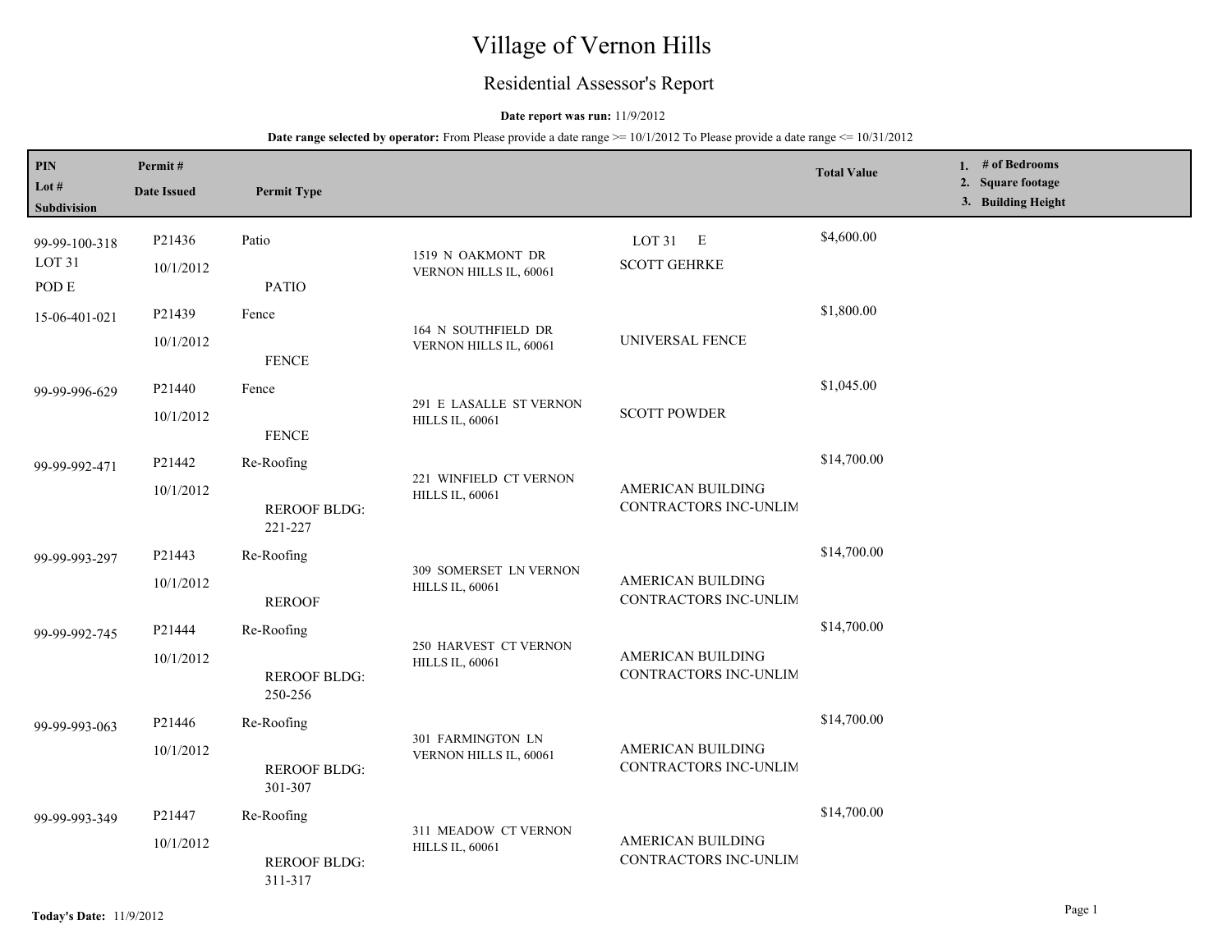# Village of Vernon Hills

## Residential Assessor's Report

**Date report was run:** 11/9/2012

**Date range selected by operator:** From Please provide a date range >= 10/1/2012 To Please provide a date range <= 10/31/2012

| PIN / Lot # / Subdivision | Permit # / Date Issued | Permit Type | Address | Contractor | Total Value | 1. # of Bedrooms 2. Square footage 3. Building Height |
|---|---|---|---|---|---|---|
| 99-99-100-318 LOT 31 POD E | P21436 10/1/2012 | Patio PATIO | 1519 N OAKMONT DR VERNON HILLS IL, 60061 | LOT 31 E SCOTT GEHRKE | $4,600.00 | |
| 15-06-401-021 | P21439 10/1/2012 | Fence FENCE | 164 N SOUTHFIELD DR VERNON HILLS IL, 60061 | UNIVERSAL FENCE | $1,800.00 | |
| 99-99-996-629 | P21440 10/1/2012 | Fence FENCE | 291 E LASALLE ST VERNON HILLS IL, 60061 | SCOTT POWDER | $1,045.00 | |
| 99-99-992-471 | P21442 10/1/2012 | Re-Roofing REROOF BLDG: 221-227 | 221 WINFIELD CT VERNON HILLS IL, 60061 | AMERICAN BUILDING CONTRACTORS INC-UNLIM | $14,700.00 | |
| 99-99-993-297 | P21443 10/1/2012 | Re-Roofing REROOF | 309 SOMERSET LN VERNON HILLS IL, 60061 | AMERICAN BUILDING CONTRACTORS INC-UNLIM | $14,700.00 | |
| 99-99-992-745 | P21444 10/1/2012 | Re-Roofing REROOF BLDG: 250-256 | 250 HARVEST CT VERNON HILLS IL, 60061 | AMERICAN BUILDING CONTRACTORS INC-UNLIM | $14,700.00 | |
| 99-99-993-063 | P21446 10/1/2012 | Re-Roofing REROOF BLDG: 301-307 | 301 FARMINGTON LN VERNON HILLS IL, 60061 | AMERICAN BUILDING CONTRACTORS INC-UNLIM | $14,700.00 | |
| 99-99-993-349 | P21447 10/1/2012 | Re-Roofing REROOF BLDG: 311-317 | 311 MEADOW CT VERNON HILLS IL, 60061 | AMERICAN BUILDING CONTRACTORS INC-UNLIM | $14,700.00 | |

**Today's Date:** 11/9/2012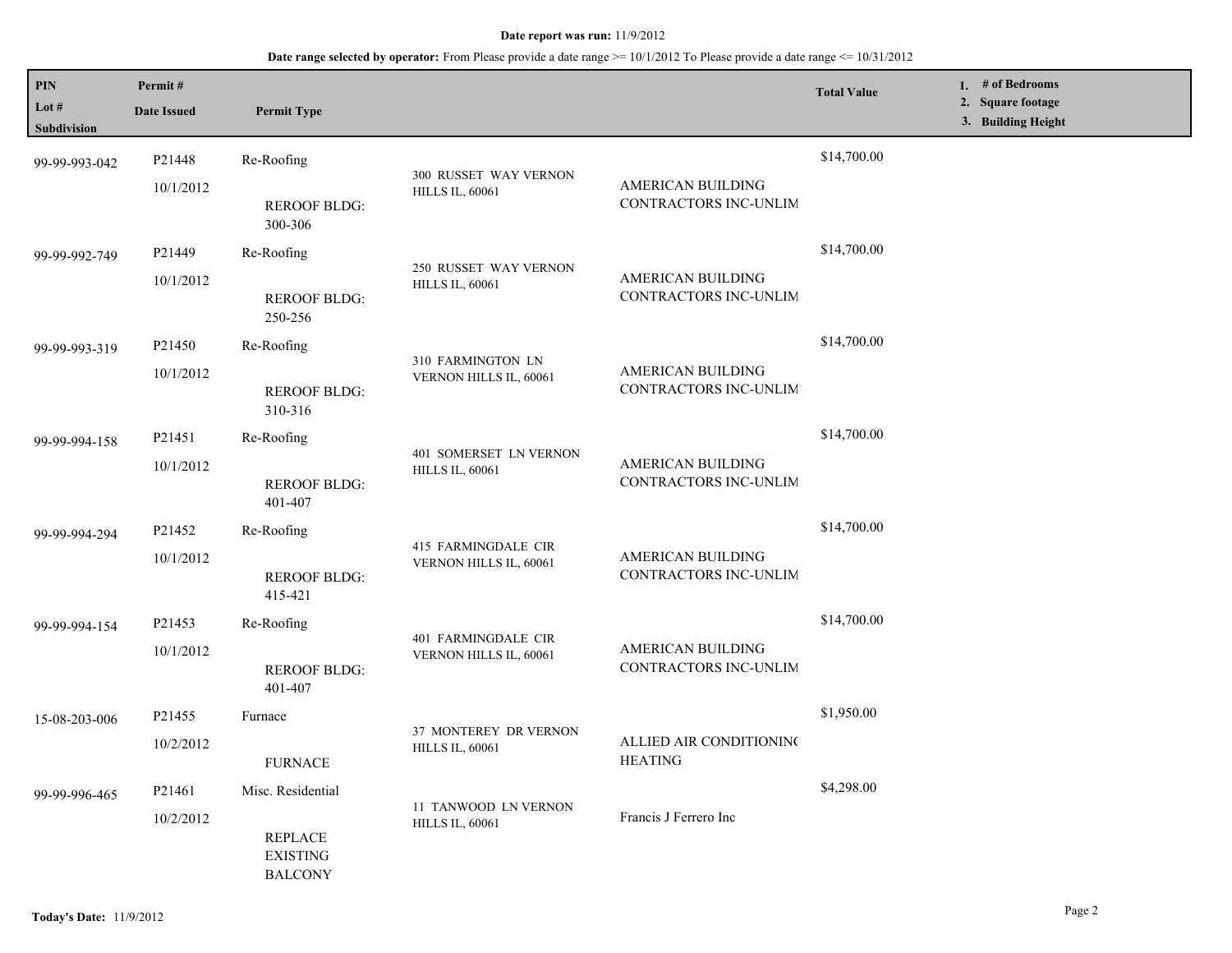**Date report was run:** 11/9/2012

**Date range selected by operator:** From Please provide a date range >= 10/1/2012 To Please provide a date range <= 10/31/2012

| PIN<br>Lot #<br>Subdivision | Permit #<br>Date Issued | Permit Type | | | Total Value | 1. # of Bedrooms<br>2. Square footage<br>3. Building Height |
|---|---|---|---|---|---|---|
| 99-99-993-042 | P21448<br>10/1/2012 | Re-Roofing<br>REROOF BLDG: 300-306 | 300 RUSSET WAY VERNON HILLS IL, 60061 | AMERICAN BUILDING CONTRACTORS INC-UNLIM | $14,700.00 | |
| 99-99-992-749 | P21449<br>10/1/2012 | Re-Roofing<br>REROOF BLDG: 250-256 | 250 RUSSET WAY VERNON HILLS IL, 60061 | AMERICAN BUILDING CONTRACTORS INC-UNLIM | $14,700.00 | |
| 99-99-993-319 | P21450<br>10/1/2012 | Re-Roofing<br>REROOF BLDG: 310-316 | 310 FARMINGTON LN VERNON HILLS IL, 60061 | AMERICAN BUILDING CONTRACTORS INC-UNLIM | $14,700.00 | |
| 99-99-994-158 | P21451<br>10/1/2012 | Re-Roofing<br>REROOF BLDG: 401-407 | 401 SOMERSET LN VERNON HILLS IL, 60061 | AMERICAN BUILDING CONTRACTORS INC-UNLIM | $14,700.00 | |
| 99-99-994-294 | P21452<br>10/1/2012 | Re-Roofing<br>REROOF BLDG: 415-421 | 415 FARMINGDALE CIR VERNON HILLS IL, 60061 | AMERICAN BUILDING CONTRACTORS INC-UNLIM | $14,700.00 | |
| 99-99-994-154 | P21453<br>10/1/2012 | Re-Roofing<br>REROOF BLDG: 401-407 | 401 FARMINGDALE CIR VERNON HILLS IL, 60061 | AMERICAN BUILDING CONTRACTORS INC-UNLIM | $14,700.00 | |
| 15-08-203-006 | P21455<br>10/2/2012 | Furnace<br>FURNACE | 37 MONTEREY DR VERNON HILLS IL, 60061 | ALLIED AIR CONDITIONING HEATING | $1,950.00 | |
| 99-99-996-465 | P21461<br>10/2/2012 | Misc. Residential<br>REPLACE EXISTING BALCONY | 11 TANWOOD LN VERNON HILLS IL, 60061 | Francis J Ferrero Inc | $4,298.00 | |

**Today's Date:** 11/9/2012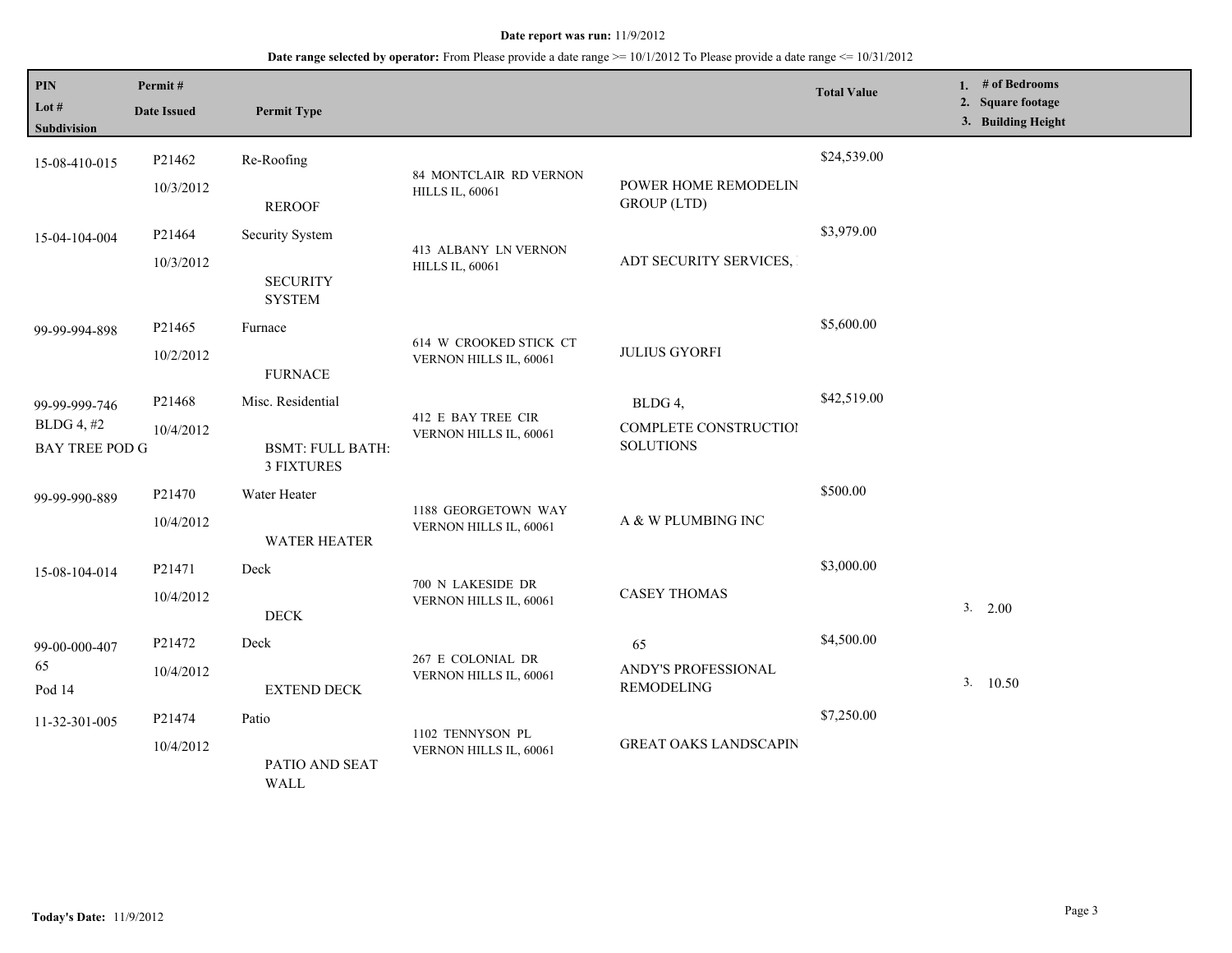**Date report was run:** 11/9/2012

**Date range selected by operator:** From Please provide a date range >= 10/1/2012 To Please provide a date range <= 10/31/2012

| PIN / Lot # / Subdivision | Permit # / Date Issued | Permit Type | | | Total Value | 1. # of Bedrooms 2. Square footage 3. Building Height |
|---|---|---|---|---|---|---|
| 15-08-410-015 | P21462 10/3/2012 | Re-Roofing REROOF | 84 MONTCLAIR RD VERNON HILLS IL, 60061 | POWER HOME REMODELIN GROUP (LTD) | $24,539.00 | |
| 15-04-104-004 | P21464 10/3/2012 | Security System SECURITY SYSTEM | 413 ALBANY LN VERNON HILLS IL, 60061 | ADT SECURITY SERVICES, | $3,979.00 | |
| 99-99-994-898 | P21465 10/2/2012 | Furnace FURNACE | 614 W CROOKED STICK CT VERNON HILLS IL, 60061 | JULIUS GYORFI | $5,600.00 | |
| 99-99-999-746 BLDG 4, #2 BAY TREE POD G | P21468 10/4/2012 | Misc. Residential BSMT: FULL BATH: 3 FIXTURES | 412 E BAY TREE CIR VERNON HILLS IL, 60061 | BLDG 4, COMPLETE CONSTRUCTIOI SOLUTIONS | $42,519.00 | |
| 99-99-990-889 | P21470 10/4/2012 | Water Heater WATER HEATER | 1188 GEORGETOWN WAY VERNON HILLS IL, 60061 | A & W PLUMBING INC | $500.00 | |
| 15-08-104-014 | P21471 10/4/2012 | Deck DECK | 700 N LAKESIDE DR VERNON HILLS IL, 60061 | CASEY THOMAS | $3,000.00 | 3. 2.00 |
| 99-00-000-407 65 Pod 14 | P21472 10/4/2012 | Deck EXTEND DECK | 267 E COLONIAL DR VERNON HILLS IL, 60061 | 65 ANDY'S PROFESSIONAL REMODELING | $4,500.00 | 3. 10.50 |
| 11-32-301-005 | P21474 10/4/2012 | Patio PATIO AND SEAT WALL | 1102 TENNYSON PL VERNON HILLS IL, 60061 | GREAT OAKS LANDSCAPIN | $7,250.00 | |

**Today's Date:** 11/9/2012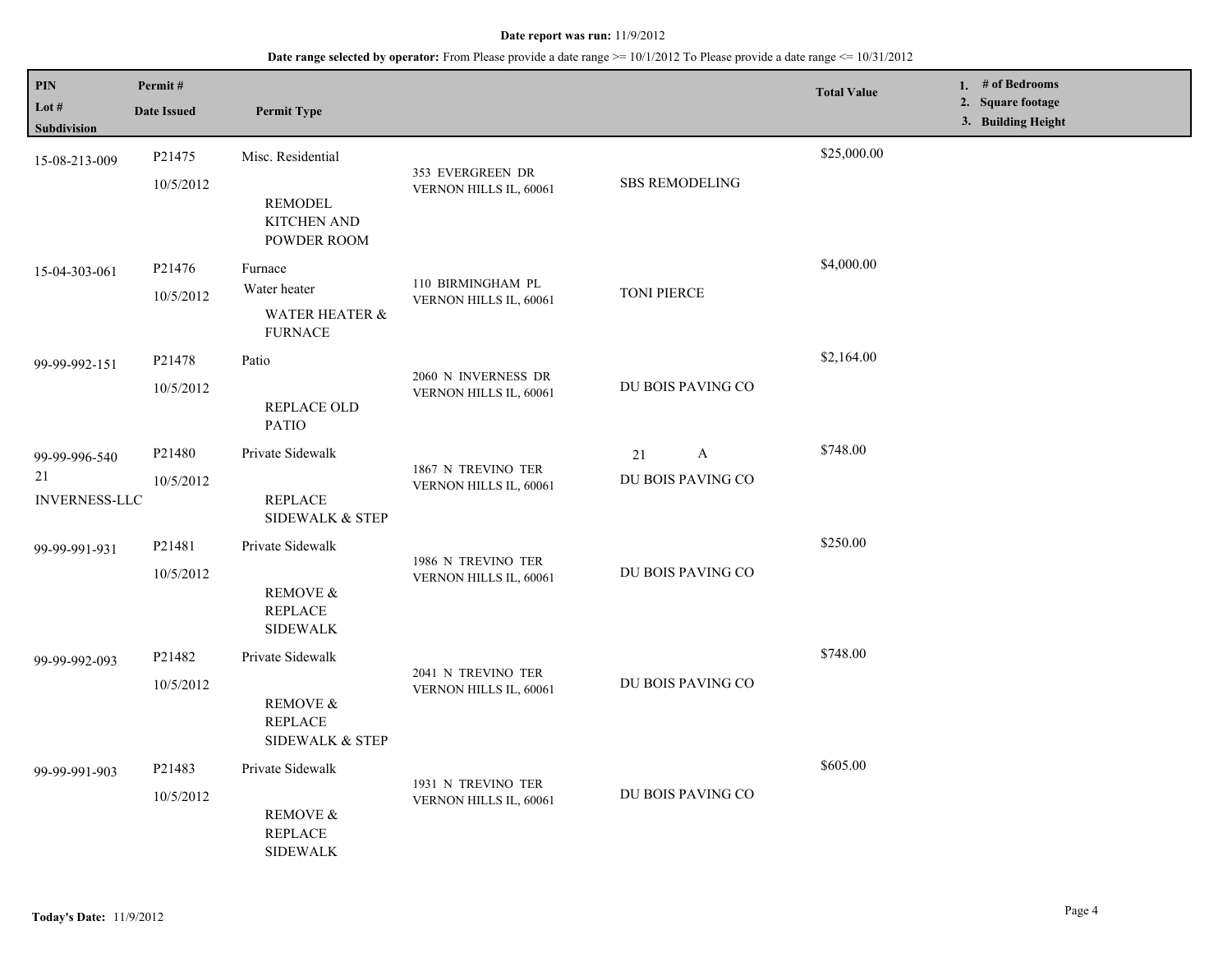**Date report was run:** 11/9/2012

**Date range selected by operator:** From Please provide a date range >= 10/1/2012 To Please provide a date range <= 10/31/2012

| PIN / Lot # / Subdivision | Permit # / Date Issued | Permit Type | | | Total Value | 1. # of Bedrooms 2. Square footage 3. Building Height |
|---|---|---|---|---|---|---|
| 15-08-213-009 | P21475<br>10/5/2012 | Misc. Residential<br>REMODEL KITCHEN AND POWDER ROOM | 353 EVERGREEN DR<br>VERNON HILLS IL, 60061 | SBS REMODELING | $25,000.00 | |
| 15-04-303-061 | P21476<br>10/5/2012 | Furnace<br>Water heater<br>WATER HEATER & FURNACE | 110 BIRMINGHAM PL<br>VERNON HILLS IL, 60061 | TONI PIERCE | $4,000.00 | |
| 99-99-992-151 | P21478<br>10/5/2012 | Patio<br>REPLACE OLD PATIO | 2060 N INVERNESS DR<br>VERNON HILLS IL, 60061 | DU BOIS PAVING CO | $2,164.00 | |
| 99-99-996-540<br>21<br>INVERNESS-LLC | P21480<br>10/5/2012 | Private Sidewalk<br>REPLACE SIDEWALK & STEP | 1867 N TREVINO TER<br>VERNON HILLS IL, 60061 | 21 A<br>DU BOIS PAVING CO | $748.00 | |
| 99-99-991-931 | P21481<br>10/5/2012 | Private Sidewalk<br>REMOVE & REPLACE SIDEWALK | 1986 N TREVINO TER<br>VERNON HILLS IL, 60061 | DU BOIS PAVING CO | $250.00 | |
| 99-99-992-093 | P21482<br>10/5/2012 | Private Sidewalk<br>REMOVE & REPLACE SIDEWALK & STEP | 2041 N TREVINO TER<br>VERNON HILLS IL, 60061 | DU BOIS PAVING CO | $748.00 | |
| 99-99-991-903 | P21483<br>10/5/2012 | Private Sidewalk<br>REMOVE & REPLACE SIDEWALK | 1931 N TREVINO TER<br>VERNON HILLS IL, 60061 | DU BOIS PAVING CO | $605.00 | |

**Today's Date:** 11/9/2012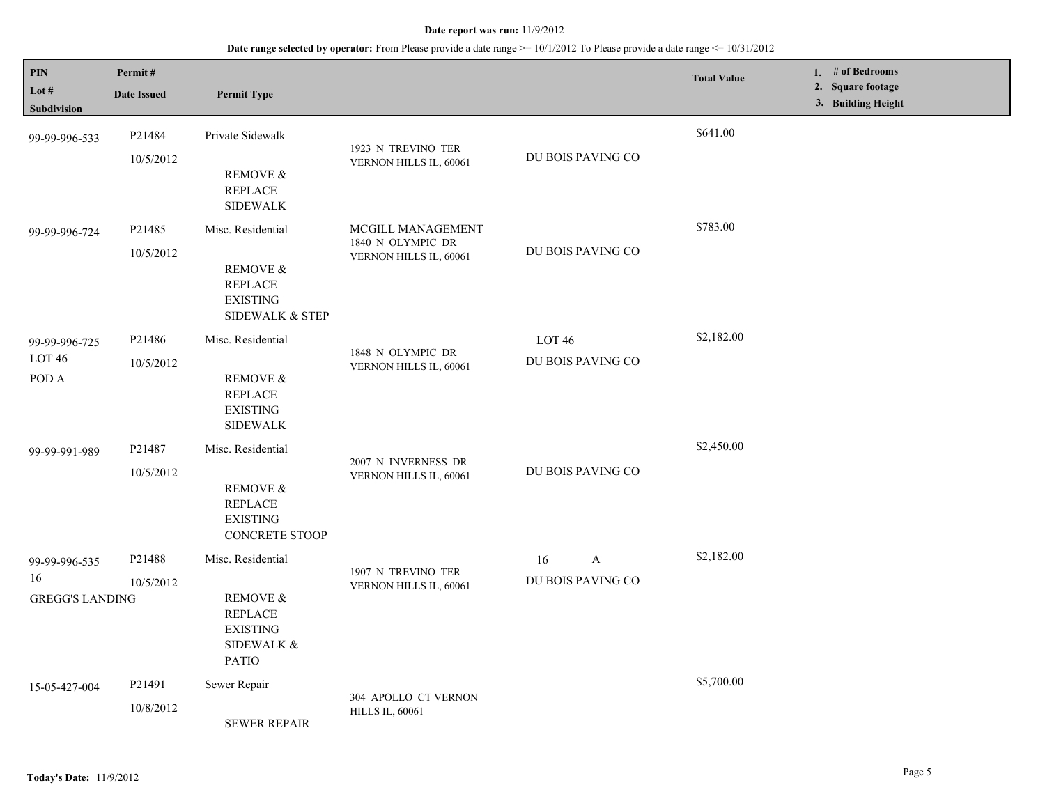**Date report was run:** 11/9/2012

**Date range selected by operator:** From Please provide a date range >= 10/1/2012 To Please provide a date range <= 10/31/2012

| PIN<br>Lot #<br>Subdivision | Permit #<br>Date Issued | Permit Type | | | Total Value | 1. # of Bedrooms<br>2. Square footage<br>3. Building Height |
|---|---|---|---|---|---|---|
| 99-99-996-533 | P21484<br>10/5/2012 | Private Sidewalk<br>REMOVE & REPLACE SIDEWALK | 1923 N TREVINO TER VERNON HILLS IL, 60061 | DU BOIS PAVING CO | $641.00 | |
| 99-99-996-724 | P21485<br>10/5/2012 | Misc. Residential<br>REMOVE & REPLACE EXISTING SIDEWALK & STEP | MCGILL MANAGEMENT<br>1840 N OLYMPIC DR VERNON HILLS IL, 60061 | DU BOIS PAVING CO | $783.00 | |
| 99-99-996-725<br>LOT 46<br>POD A | P21486<br>10/5/2012 | Misc. Residential<br>REMOVE & REPLACE EXISTING SIDEWALK | 1848 N OLYMPIC DR VERNON HILLS IL, 60061 | LOT 46<br>DU BOIS PAVING CO | $2,182.00 | |
| 99-99-991-989 | P21487<br>10/5/2012 | Misc. Residential<br>REMOVE & REPLACE EXISTING CONCRETE STOOP | 2007 N INVERNESS DR VERNON HILLS IL, 60061 | DU BOIS PAVING CO | $2,450.00 | |
| 99-99-996-535<br>16<br>GREGG'S LANDING | P21488<br>10/5/2012 | Misc. Residential<br>REMOVE & REPLACE EXISTING SIDEWALK & PATIO | 1907 N TREVINO TER VERNON HILLS IL, 60061 | 16 A<br>DU BOIS PAVING CO | $2,182.00 | |
| 15-05-427-004 | P21491<br>10/8/2012 | Sewer Repair<br>SEWER REPAIR | 304 APOLLO CT VERNON HILLS IL, 60061 | | $5,700.00 | |

**Today's Date:** 11/9/2012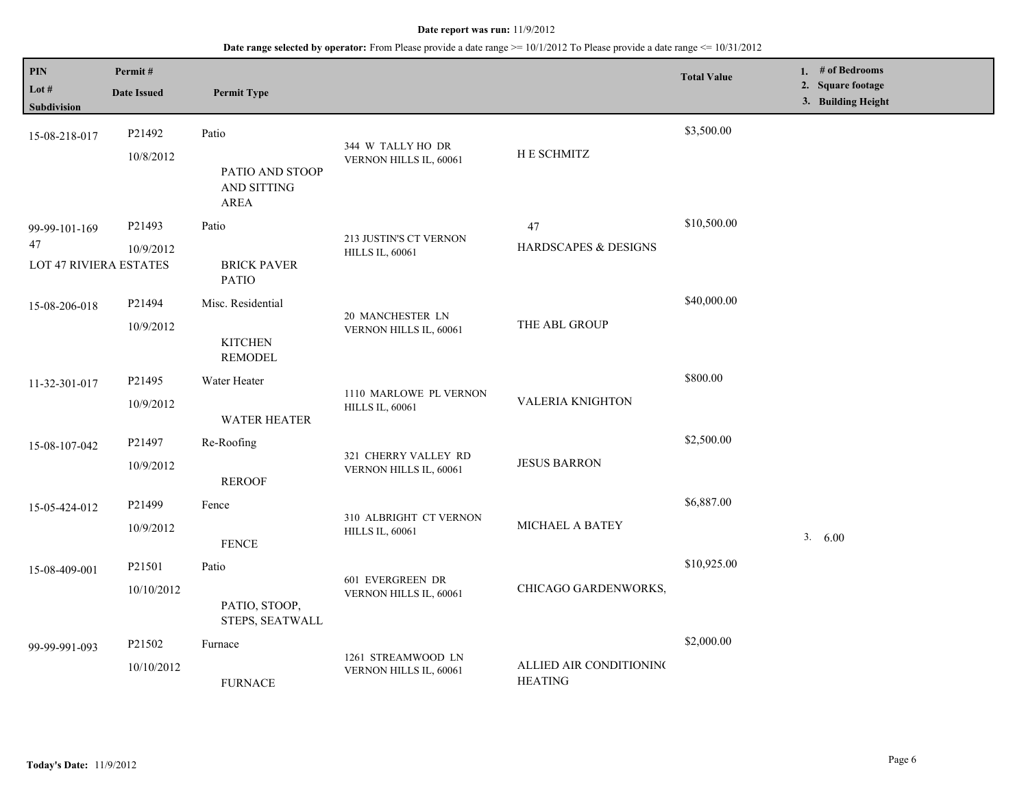**Date report was run:** 11/9/2012

**Date range selected by operator:** From Please provide a date range >= 10/1/2012 To Please provide a date range <= 10/31/2012

| PIN<br>Lot #<br>Subdivision | Permit #<br>Date Issued | Permit Type | | | Total Value | 1. # of Bedrooms<br>2. Square footage<br>3. Building Height |
|---|---|---|---|---|---|---|
| 15-08-218-017 | P21492<br>10/8/2012 | Patio<br><br>PATIO AND STOOP AND SITTING AREA | 344 W TALLY HO DR VERNON HILLS IL, 60061 | H E SCHMITZ | $3,500.00 | |
| 99-99-101-169<br>47<br>LOT 47 RIVIERA ESTATES | P21493<br>10/9/2012 | Patio<br><br>BRICK PAVER PATIO | 213 JUSTIN'S CT VERNON HILLS IL, 60061 | 47<br>HARDSCAPES & DESIGNS | $10,500.00 | |
| 15-08-206-018 | P21494<br>10/9/2012 | Misc. Residential<br><br>KITCHEN REMODEL | 20 MANCHESTER LN VERNON HILLS IL, 60061 | THE ABL GROUP | $40,000.00 | |
| 11-32-301-017 | P21495<br>10/9/2012 | Water Heater<br><br>WATER HEATER | 1110 MARLOWE PL VERNON HILLS IL, 60061 | VALERIA KNIGHTON | $800.00 | |
| 15-08-107-042 | P21497<br>10/9/2012 | Re-Roofing<br><br>REROOF | 321 CHERRY VALLEY RD VERNON HILLS IL, 60061 | JESUS BARRON | $2,500.00 | |
| 15-05-424-012 | P21499<br>10/9/2012 | Fence<br><br>FENCE | 310 ALBRIGHT CT VERNON HILLS IL, 60061 | MICHAEL A BATEY | $6,887.00 | 3. 6.00 |
| 15-08-409-001 | P21501<br>10/10/2012 | Patio<br><br>PATIO, STOOP, STEPS, SEATWALL | 601 EVERGREEN DR VERNON HILLS IL, 60061 | CHICAGO GARDENWORKS, | $10,925.00 | |
| 99-99-991-093 | P21502<br>10/10/2012 | Furnace<br><br>FURNACE | 1261 STREAMWOOD LN VERNON HILLS IL, 60061 | ALLIED AIR CONDITIONING HEATING | $2,000.00 | |

**Today's Date:** 11/9/2012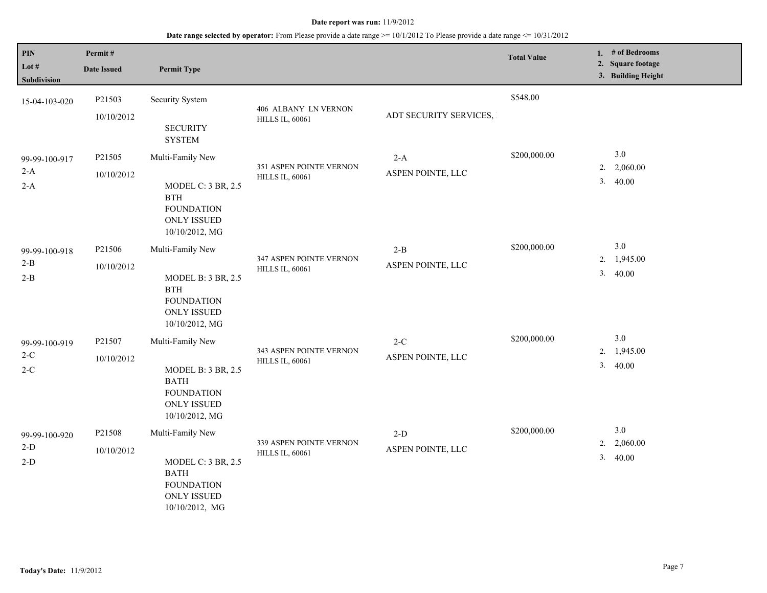**Date report was run:** 11/9/2012

**Date range selected by operator:** From Please provide a date range >= 10/1/2012 To Please provide a date range <= 10/31/2012

| PIN / Lot # / Subdivision | Permit # / Date Issued | Permit Type | | | Total Value | 1. # of Bedrooms 2. Square footage 3. Building Height |
|---|---|---|---|---|---|---|
| 15-04-103-020 | P21503 10/10/2012 | Security System SECURITY SYSTEM | 406 ALBANY LN VERNON HILLS IL, 60061 | ADT SECURITY SERVICES, | $548.00 | |
| 99-99-100-917 2-A 2-A | P21505 10/10/2012 | Multi-Family New MODEL C: 3 BR, 2.5 BTH FOUNDATION ONLY ISSUED 10/10/2012, MG | 351 ASPEN POINTE VERNON HILLS IL, 60061 | 2-A ASPEN POINTE, LLC | $200,000.00 | 3.0 2. 2,060.00 3. 40.00 |
| 99-99-100-918 2-B 2-B | P21506 10/10/2012 | Multi-Family New MODEL B: 3 BR, 2.5 BTH FOUNDATION ONLY ISSUED 10/10/2012, MG | 347 ASPEN POINTE VERNON HILLS IL, 60061 | 2-B ASPEN POINTE, LLC | $200,000.00 | 3.0 2. 1,945.00 3. 40.00 |
| 99-99-100-919 2-C 2-C | P21507 10/10/2012 | Multi-Family New MODEL B: 3 BR, 2.5 BATH FOUNDATION ONLY ISSUED 10/10/2012, MG | 343 ASPEN POINTE VERNON HILLS IL, 60061 | 2-C ASPEN POINTE, LLC | $200,000.00 | 3.0 2. 1,945.00 3. 40.00 |
| 99-99-100-920 2-D 2-D | P21508 10/10/2012 | Multi-Family New MODEL C: 3 BR, 2.5 BATH FOUNDATION ONLY ISSUED 10/10/2012, MG | 339 ASPEN POINTE VERNON HILLS IL, 60061 | 2-D ASPEN POINTE, LLC | $200,000.00 | 3.0 2. 2,060.00 3. 40.00 |

**Today's Date:** 11/9/2012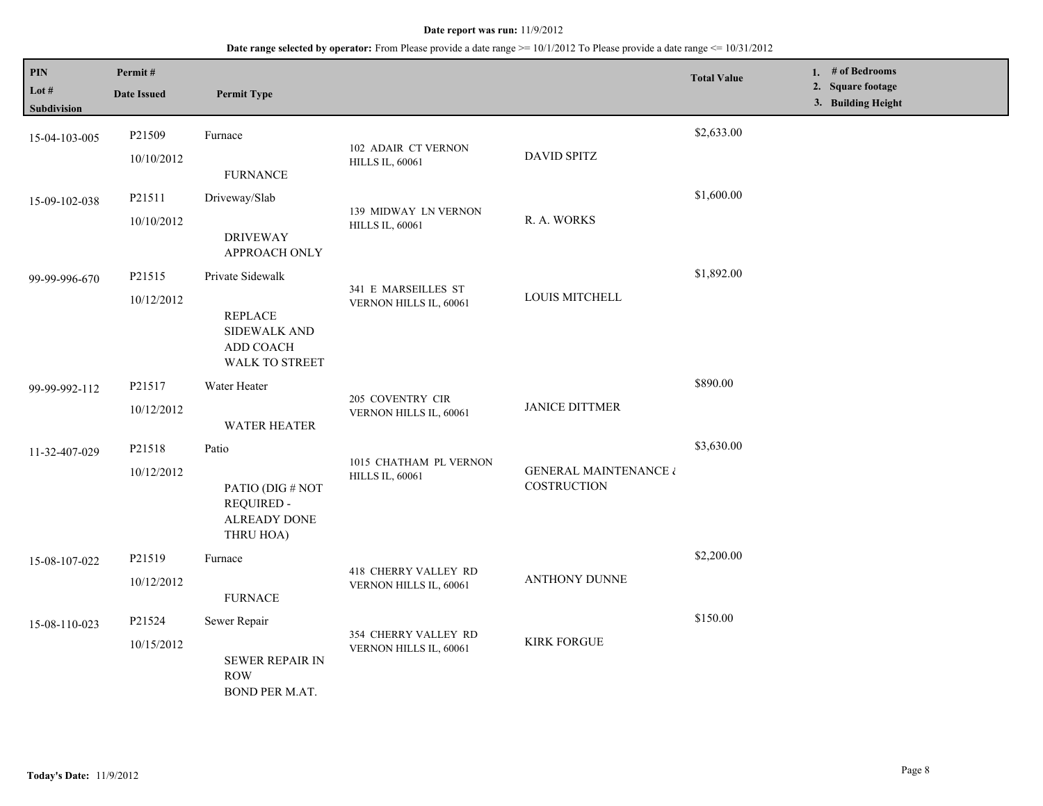**Date report was run:** 11/9/2012

**Date range selected by operator:** From Please provide a date range >= 10/1/2012 To Please provide a date range <= 10/31/2012

| PIN / Lot # / Subdivision | Permit # / Date Issued | Permit Type | | | Total Value | 1. # of Bedrooms 2. Square footage 3. Building Height |
|---|---|---|---|---|---|---|
| 15-04-103-005 | P21509 10/10/2012 | Furnace FURNANCE | 102 ADAIR CT VERNON HILLS IL, 60061 | DAVID SPITZ | $2,633.00 | |
| 15-09-102-038 | P21511 10/10/2012 | Driveway/Slab DRIVEWAY APPROACH ONLY | 139 MIDWAY LN VERNON HILLS IL, 60061 | R. A. WORKS | $1,600.00 | |
| 99-99-996-670 | P21515 10/12/2012 | Private Sidewalk REPLACE SIDEWALK AND ADD COACH WALK TO STREET | 341 E MARSEILLES ST VERNON HILLS IL, 60061 | LOUIS MITCHELL | $1,892.00 | |
| 99-99-992-112 | P21517 10/12/2012 | Water Heater WATER HEATER | 205 COVENTRY CIR VERNON HILLS IL, 60061 | JANICE DITTMER | $890.00 | |
| 11-32-407-029 | P21518 10/12/2012 | Patio PATIO (DIG # NOT REQUIRED - ALREADY DONE THRU HOA) | 1015 CHATHAM PL VERNON HILLS IL, 60061 | GENERAL MAINTENANCE & COSTRUCTION | $3,630.00 | |
| 15-08-107-022 | P21519 10/12/2012 | Furnace FURNACE | 418 CHERRY VALLEY RD VERNON HILLS IL, 60061 | ANTHONY DUNNE | $2,200.00 | |
| 15-08-110-023 | P21524 10/15/2012 | Sewer Repair SEWER REPAIR IN ROW BOND PER M.AT. | 354 CHERRY VALLEY RD VERNON HILLS IL, 60061 | KIRK FORGUE | $150.00 | |

**Today's Date:** 11/9/2012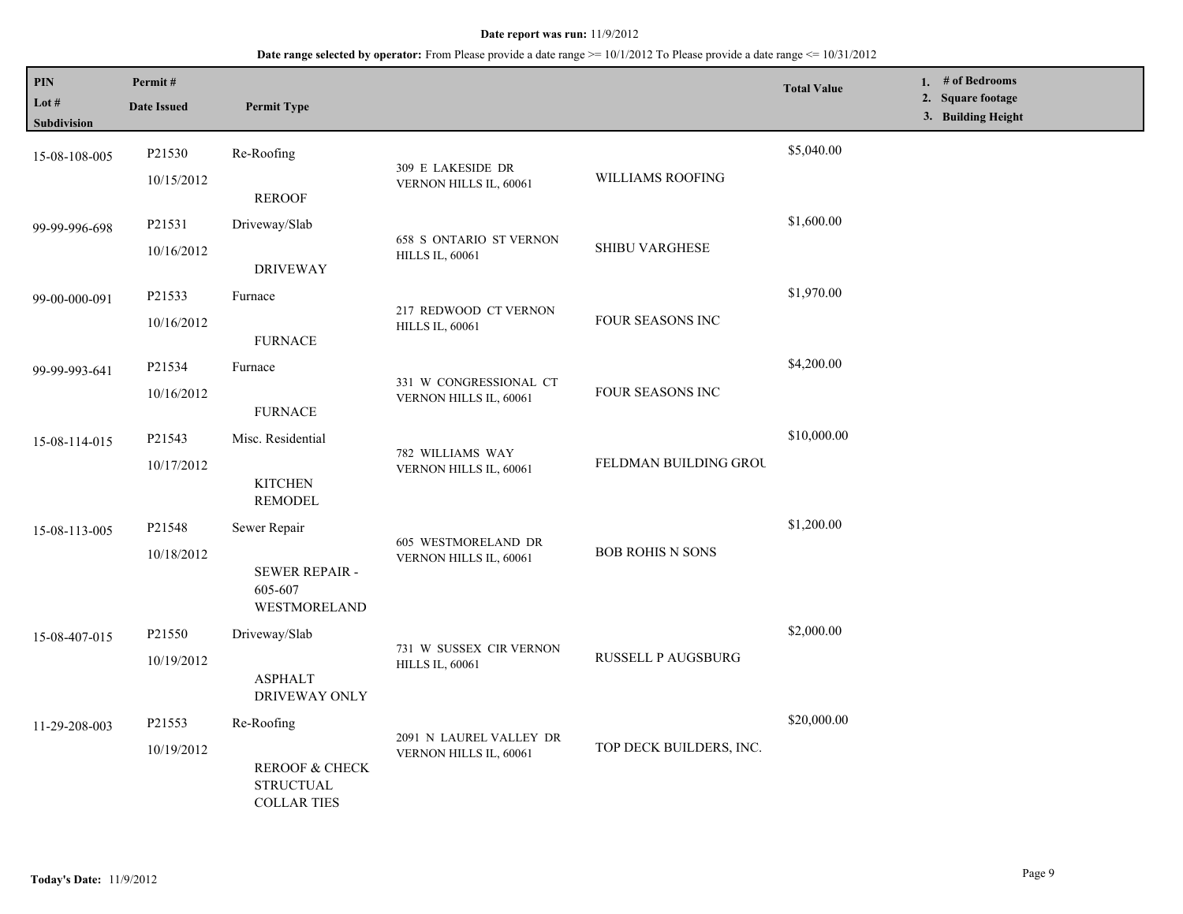**Date report was run:** 11/9/2012

**Date range selected by operator:** From Please provide a date range >= 10/1/2012 To Please provide a date range <= 10/31/2012

| PIN<br>Lot #<br>Subdivision | Permit #<br>Date Issued | Permit Type | | | Total Value | 1. # of Bedrooms<br>2. Square footage<br>3. Building Height |
|---|---|---|---|---|---|---|
| 15-08-108-005 | P21530<br>10/15/2012 | Re-Roofing<br>REROOF | 309 E LAKESIDE DR VERNON HILLS IL, 60061 | WILLIAMS ROOFING | $5,040.00 | |
| 99-99-996-698 | P21531<br>10/16/2012 | Driveway/Slab<br>DRIVEWAY | 658 S ONTARIO ST VERNON HILLS IL, 60061 | SHIBU VARGHESE | $1,600.00 | |
| 99-00-000-091 | P21533<br>10/16/2012 | Furnace<br>FURNACE | 217 REDWOOD CT VERNON HILLS IL, 60061 | FOUR SEASONS INC | $1,970.00 | |
| 99-99-993-641 | P21534<br>10/16/2012 | Furnace<br>FURNACE | 331 W CONGRESSIONAL CT VERNON HILLS IL, 60061 | FOUR SEASONS INC | $4,200.00 | |
| 15-08-114-015 | P21543<br>10/17/2012 | Misc. Residential<br>KITCHEN REMODEL | 782 WILLIAMS WAY VERNON HILLS IL, 60061 | FELDMAN BUILDING GROU | $10,000.00 | |
| 15-08-113-005 | P21548<br>10/18/2012 | Sewer Repair<br>SEWER REPAIR - 605-607 WESTMORELAND | 605 WESTMORELAND DR VERNON HILLS IL, 60061 | BOB ROHIS N SONS | $1,200.00 | |
| 15-08-407-015 | P21550<br>10/19/2012 | Driveway/Slab<br>ASPHALT DRIVEWAY ONLY | 731 W SUSSEX CIR VERNON HILLS IL, 60061 | RUSSELL P AUGSBURG | $2,000.00 | |
| 11-29-208-003 | P21553<br>10/19/2012 | Re-Roofing<br>REROOF & CHECK STRUCTUAL COLLAR TIES | 2091 N LAUREL VALLEY DR VERNON HILLS IL, 60061 | TOP DECK BUILDERS, INC. | $20,000.00 | |

**Today's Date:** 11/9/2012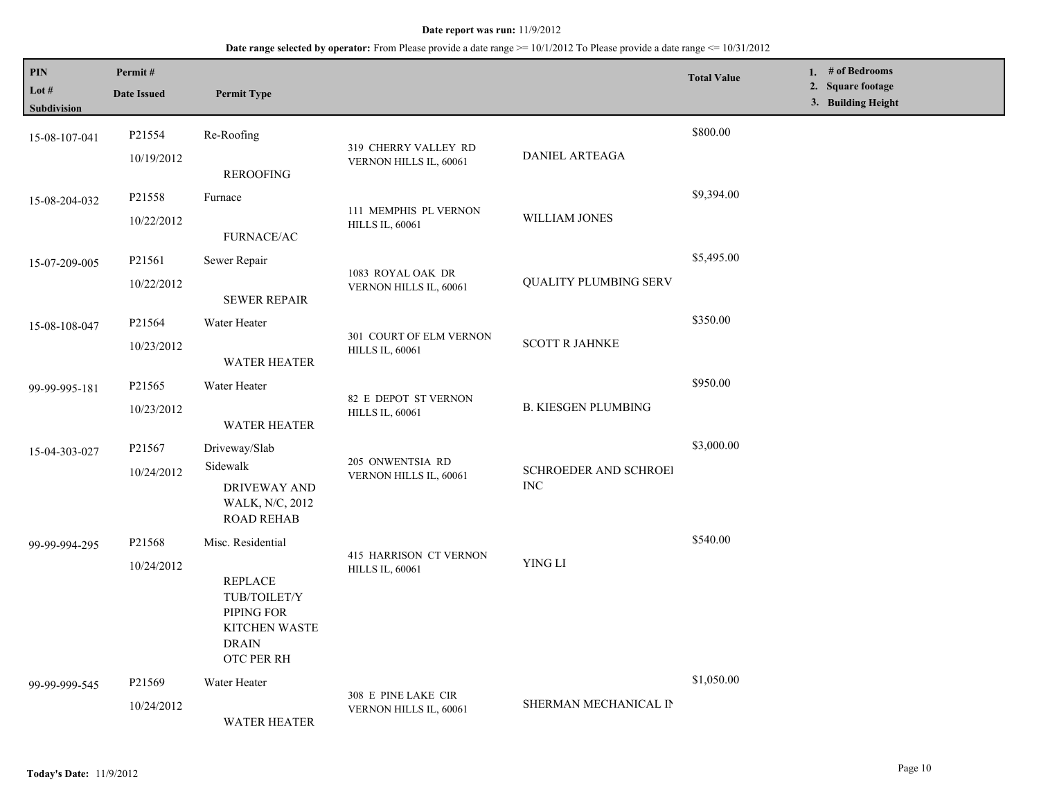**Date report was run:** 11/9/2012

**Date range selected by operator:** From Please provide a date range >= 10/1/2012 To Please provide a date range <= 10/31/2012

| PIN<br>Lot #<br>Subdivision | Permit #<br>Date Issued | Permit Type | | | Total Value | 1. # of Bedrooms<br>2. Square footage<br>3. Building Height |
|---|---|---|---|---|---|---|
| 15-08-107-041 | P21554<br>10/19/2012 | Re-Roofing<br>REROOFING | 319 CHERRY VALLEY RD VERNON HILLS IL, 60061 | DANIEL ARTEAGA | $800.00 | |
| 15-08-204-032 | P21558<br>10/22/2012 | Furnace<br>FURNACE/AC | 111 MEMPHIS PL VERNON HILLS IL, 60061 | WILLIAM JONES | $9,394.00 | |
| 15-07-209-005 | P21561<br>10/22/2012 | Sewer Repair<br>SEWER REPAIR | 1083 ROYAL OAK DR VERNON HILLS IL, 60061 | QUALITY PLUMBING SERV | $5,495.00 | |
| 15-08-108-047 | P21564<br>10/23/2012 | Water Heater<br>WATER HEATER | 301 COURT OF ELM VERNON HILLS IL, 60061 | SCOTT R JAHNKE | $350.00 | |
| 99-99-995-181 | P21565<br>10/23/2012 | Water Heater<br>WATER HEATER | 82 E DEPOT ST VERNON HILLS IL, 60061 | B. KIESGEN PLUMBING | $950.00 | |
| 15-04-303-027 | P21567<br>10/24/2012 | Driveway/Slab<br>Sidewalk<br>DRIVEWAY AND WALK, N/C, 2012 ROAD REHAB | 205 ONWENTSIA RD VERNON HILLS IL, 60061 | SCHROEDER AND SCHROEI INC | $3,000.00 | |
| 99-99-994-295 | P21568<br>10/24/2012 | Misc. Residential<br>REPLACE TUB/TOILET/Y PIPING FOR KITCHEN WASTE DRAIN<br>OTC PER RH | 415 HARRISON CT VERNON HILLS IL, 60061 | YING LI | $540.00 | |
| 99-99-999-545 | P21569<br>10/24/2012 | Water Heater<br>WATER HEATER | 308 E PINE LAKE CIR VERNON HILLS IL, 60061 | SHERMAN MECHANICAL IN | $1,050.00 | |

**Today's Date:** 11/9/2012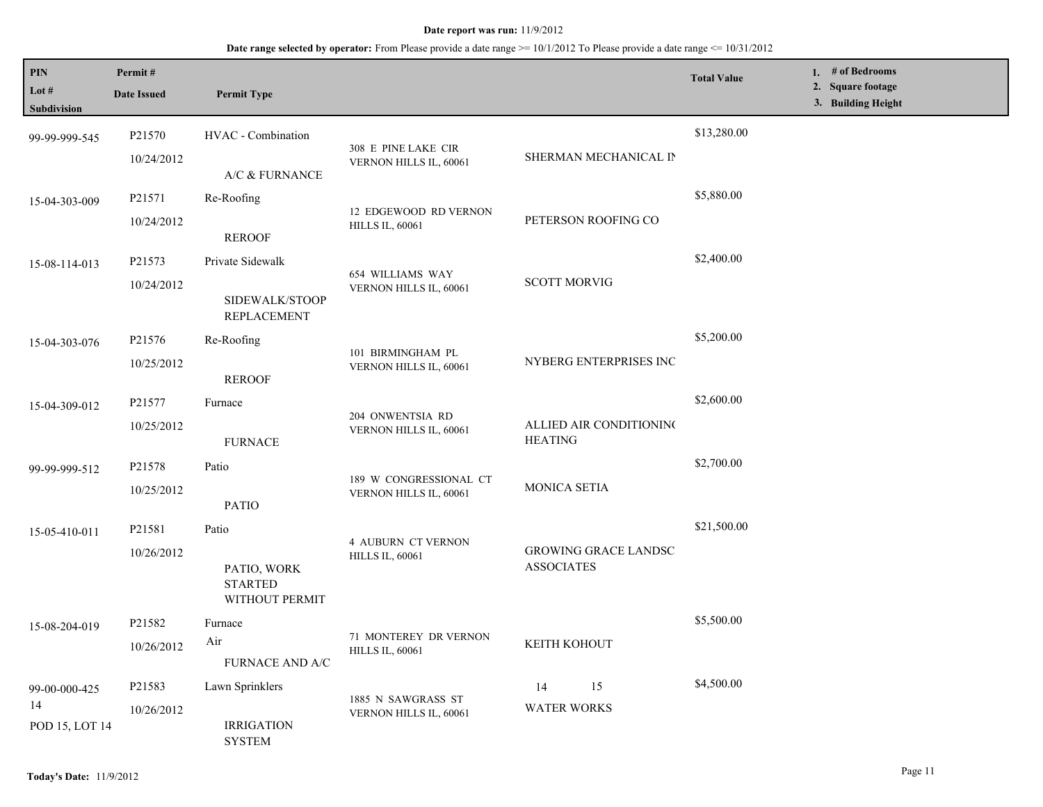**Date report was run:** 11/9/2012

**Date range selected by operator:** From Please provide a date range >= 10/1/2012 To Please provide a date range <= 10/31/2012

| PIN<br>Lot #<br>Subdivision | Permit #<br>Date Issued | Permit Type | | | Total Value | 1. # of Bedrooms<br>2. Square footage<br>3. Building Height |
|---|---|---|---|---|---|---|
| 99-99-999-545 | P21570<br>10/24/2012 | HVAC - Combination<br>A/C & FURNANCE | 308 E PINE LAKE CIR VERNON HILLS IL, 60061 | SHERMAN MECHANICAL IN | $13,280.00 | |
| 15-04-303-009 | P21571<br>10/24/2012 | Re-Roofing<br>REROOF | 12 EDGEWOOD RD VERNON HILLS IL, 60061 | PETERSON ROOFING CO | $5,880.00 | |
| 15-08-114-013 | P21573<br>10/24/2012 | Private Sidewalk<br>SIDEWALK/STOOP REPLACEMENT | 654 WILLIAMS WAY VERNON HILLS IL, 60061 | SCOTT MORVIG | $2,400.00 | |
| 15-04-303-076 | P21576<br>10/25/2012 | Re-Roofing<br>REROOF | 101 BIRMINGHAM PL VERNON HILLS IL, 60061 | NYBERG ENTERPRISES INC | $5,200.00 | |
| 15-04-309-012 | P21577<br>10/25/2012 | Furnace<br>FURNACE | 204 ONWENTSIA RD VERNON HILLS IL, 60061 | ALLIED AIR CONDITIONING HEATING | $2,600.00 | |
| 99-99-999-512 | P21578<br>10/25/2012 | Patio<br>PATIO | 189 W CONGRESSIONAL CT VERNON HILLS IL, 60061 | MONICA SETIA | $2,700.00 | |
| 15-05-410-011 | P21581<br>10/26/2012 | Patio<br>PATIO, WORK STARTED WITHOUT PERMIT | 4 AUBURN CT VERNON HILLS IL, 60061 | GROWING GRACE LANDSC ASSOCIATES | $21,500.00 | |
| 15-08-204-019 | P21582<br>10/26/2012 | Furnace<br>Air<br>FURNACE AND A/C | 71 MONTEREY DR VERNON HILLS IL, 60061 | KEITH KOHOUT | $5,500.00 | |
| 99-00-000-425<br>14<br>POD 15, LOT 14 | P21583<br>10/26/2012 | Lawn Sprinklers<br>IRRIGATION SYSTEM | 1885 N SAWGRASS ST VERNON HILLS IL, 60061 | 14 15<br>WATER WORKS | $4,500.00 | |

**Today's Date:** 11/9/2012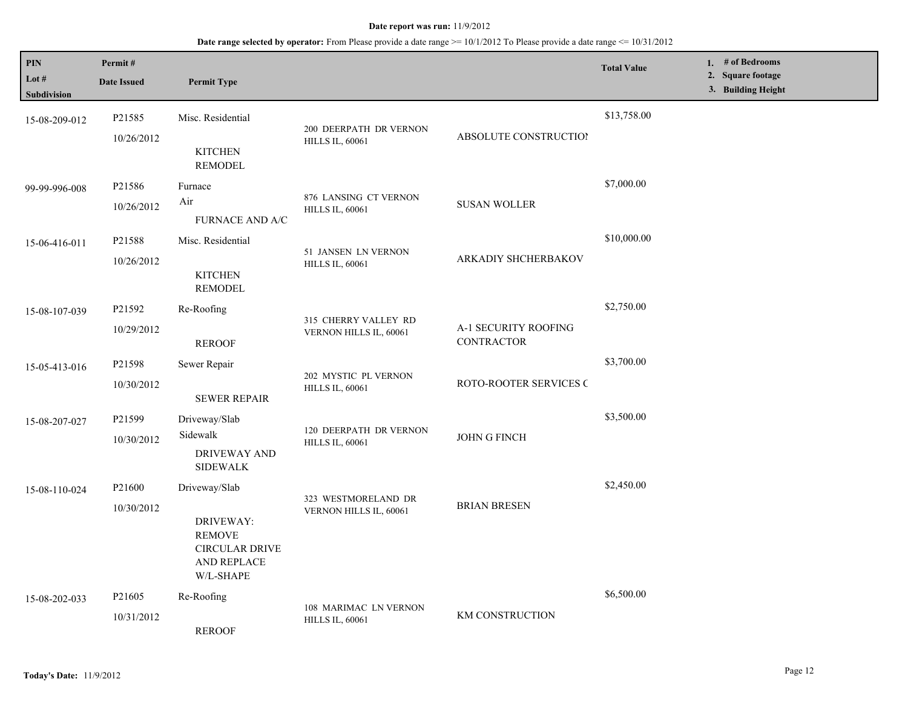**Date report was run:** 11/9/2012

**Date range selected by operator:** From Please provide a date range >= 10/1/2012 To Please provide a date range <= 10/31/2012

| PIN<br>Lot #<br>Subdivision | Permit #<br>Date Issued | Permit Type | | | Total Value | 1. # of Bedrooms<br>2. Square footage<br>3. Building Height |
|---|---|---|---|---|---|---|
| 15-08-209-012 | P21585<br>10/26/2012 | Misc. Residential<br>KITCHEN REMODEL | 200 DEERPATH DR VERNON HILLS IL, 60061 | ABSOLUTE CONSTRUCTIOI | $13,758.00 | |
| 99-99-996-008 | P21586<br>10/26/2012 | Furnace<br>Air<br>FURNACE AND A/C | 876 LANSING CT VERNON HILLS IL, 60061 | SUSAN WOLLER | $7,000.00 | |
| 15-06-416-011 | P21588<br>10/26/2012 | Misc. Residential<br>KITCHEN REMODEL | 51 JANSEN LN VERNON HILLS IL, 60061 | ARKADIY SHCHERBAKOV | $10,000.00 | |
| 15-08-107-039 | P21592<br>10/29/2012 | Re-Roofing<br>REROOF | 315 CHERRY VALLEY RD VERNON HILLS IL, 60061 | A-1 SECURITY ROOFING CONTRACTOR | $2,750.00 | |
| 15-05-413-016 | P21598<br>10/30/2012 | Sewer Repair<br>SEWER REPAIR | 202 MYSTIC PL VERNON HILLS IL, 60061 | ROTO-ROOTER SERVICES C | $3,700.00 | |
| 15-08-207-027 | P21599<br>10/30/2012 | Driveway/Slab<br>Sidewalk<br>DRIVEWAY AND SIDEWALK | 120 DEERPATH DR VERNON HILLS IL, 60061 | JOHN G FINCH | $3,500.00 | |
| 15-08-110-024 | P21600<br>10/30/2012 | Driveway/Slab<br>DRIVEWAY: REMOVE CIRCULAR DRIVE AND REPLACE W/L-SHAPE | 323 WESTMORELAND DR VERNON HILLS IL, 60061 | BRIAN BRESEN | $2,450.00 | |
| 15-08-202-033 | P21605<br>10/31/2012 | Re-Roofing<br>REROOF | 108 MARIMAC LN VERNON HILLS IL, 60061 | KM CONSTRUCTION | $6,500.00 | |

**Today's Date:** 11/9/2012